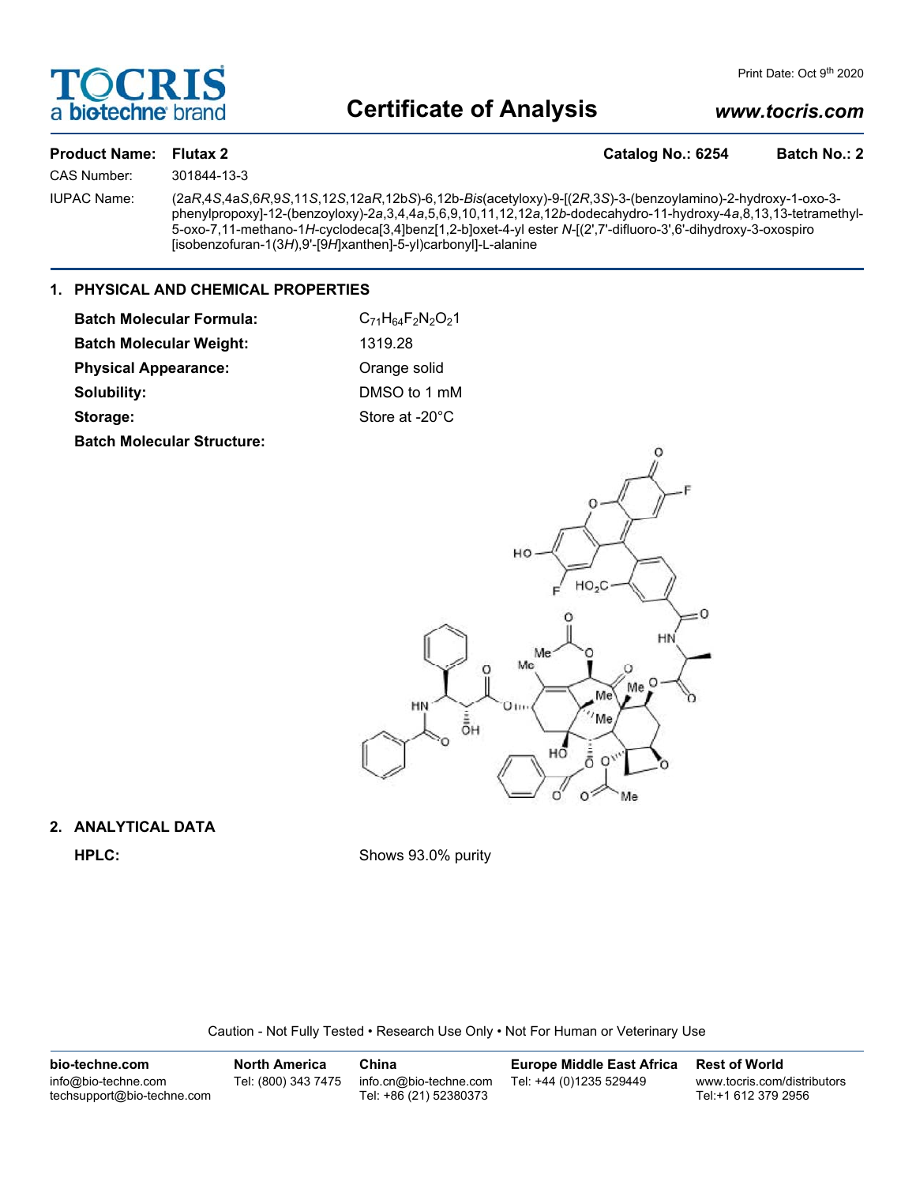# Certificate of Analysis

www.tocris.com

Print Date: Oct 9th 2020

**Product Name:** **Flutax 2** **Catalog No.: 6254** **Batch No.: 2**

CAS Number: 301844-13-3

IUPAC Name: (2a*R*,4*S*,4a*S*,6*R*,9*S*,11*S*,12*S*,12a*R*,12b*S*)-6,12b-*Bis*(acetyloxy)-9-[(2*R*,3*S*)-3-(benzoylamino)-2-hydroxy-1-oxo-3-phenylpropoxy]-12-(benzoyloxy)-2*a*,3,4,4*a*,5,6,9,10,11,12,12*a*,12*b*-dodecahydro-11-hydroxy-4*a*,8,13,13-tetramethyl-5-oxo-7,11-methano-1*H*-cyclodeca[3,4]benz[1,2-b]oxet-4-yl ester *N*-[(2',7'-difluoro-3',6'-dihydroxy-3-oxospiro [isobenzofuran-1(3*H*),9'-[9*H*]xanthen]-5-yl)carbonyl]-L-alanine

## 1. PHYSICAL AND CHEMICAL PROPERTIES

**Batch Molecular Formula:** $C_{71}H_{64}F_2N_2O_21$

**Batch Molecular Weight:** 1319.28

**Physical Appearance:** Orange solid

**Solubility:** DMSO to 1 mM

**Storage:** Store at -20°C

**Batch Molecular Structure:**

## 2. ANALYTICAL DATA

**HPLC:** Shows 93.0% purity

Caution - Not Fully Tested • Research Use Only • Not For Human or Veterinary Use

| bio-techne.com | North America | China | Europe Middle East Africa | Rest of World |
|---|---|---|---|---|
| info@bio-techne.com techsupport@bio-techne.com | Tel: (800) 343 7475 | info.cn@bio-techne.com Tel: +86 (21) 52380373 | Tel: +44 (0)1235 529449 | www.tocris.com/distributors Tel:+1 612 379 2956 |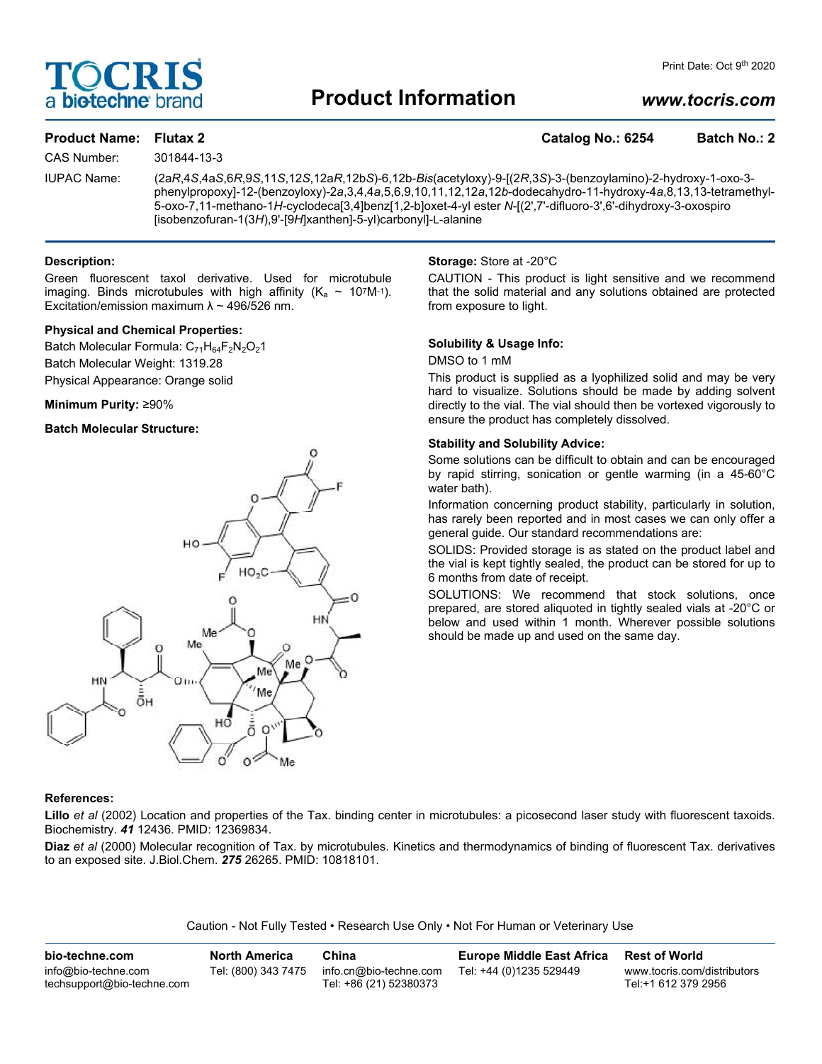**Product Name:** **Flutax 2** **Catalog No.: 6254** **Batch No.: 2**

CAS Number: 301844-13-3

IUPAC Name: (2a*R*,4*S*,4a*S*,6*R*,9*S*,11*S*,12*S*,12a*R*,12b*S*)-6,12b-*Bis*(acetyloxy)-9-[(2*R*,3*S*)-3-(benzoylamino)-2-hydroxy-1-oxo-3-phenylpropoxy]-12-(benzoyloxy)-2*a*,3,4,4*a*,5,6,9,10,11,12,12*a*,12*b*-dodecahydro-11-hydroxy-4*a*,8,13,13-tetramethyl-5-oxo-7,11-methano-1*H*-cyclodeca[3,4]benz[1,2-b]oxet-4-yl ester *N*-[(2',7'-difluoro-3',6'-dihydroxy-3-oxospiro [isobenzofuran-1(3*H*),9'-[9*H*]xanthen]-5-yl)carbonyl]-L-alanine

### Description:

Green fluorescent taxol derivative. Used for microtubule imaging. Binds microtubules with high affinity ($K_a$ ~ $10^7 M^{-1}$). Excitation/emission maximum λ ~ 496/526 nm.

### Physical and Chemical Properties:

Batch Molecular Formula: $C_{71}H_{64}F_2N_2O_21$

Batch Molecular Weight: 1319.28

Physical Appearance: Orange solid

**Minimum Purity:** ≥90%

**Batch Molecular Structure:**

### Storage: Store at -20°C

CAUTION - This product is light sensitive and we recommend that the solid material and any solutions obtained are protected from exposure to light.

### Solubility & Usage Info:

DMSO to 1 mM

This product is supplied as a lyophilized solid and may be very hard to visualize. Solutions should be made by adding solvent directly to the vial. The vial should then be vortexed vigorously to ensure the product has completely dissolved.

### Stability and Solubility Advice:

Some solutions can be difficult to obtain and can be encouraged by rapid stirring, sonication or gentle warming (in a 45-60°C water bath).

Information concerning product stability, particularly in solution, has rarely been reported and in most cases we can only offer a general guide. Our standard recommendations are:

SOLIDS: Provided storage is as stated on the product label and the vial is kept tightly sealed, the product can be stored for up to 6 months from date of receipt.

SOLUTIONS: We recommend that stock solutions, once prepared, are stored aliquoted in tightly sealed vials at -20°C or below and used within 1 month. Wherever possible solutions should be made up and used on the same day.

### References:

**Lillo** *et al* (2002) Location and properties of the Tax. binding center in microtubules: a picosecond laser study with fluorescent taxoids. Biochemistry. ***41*** 12436. PMID: 12369834.

**Diaz** *et al* (2000) Molecular recognition of Tax. by microtubules. Kinetics and thermodynamics of binding of fluorescent Tax. derivatives to an exposed site. J.Biol.Chem. ***275*** 26265. PMID: 10818101.

Caution - Not Fully Tested • Research Use Only • Not For Human or Veterinary Use